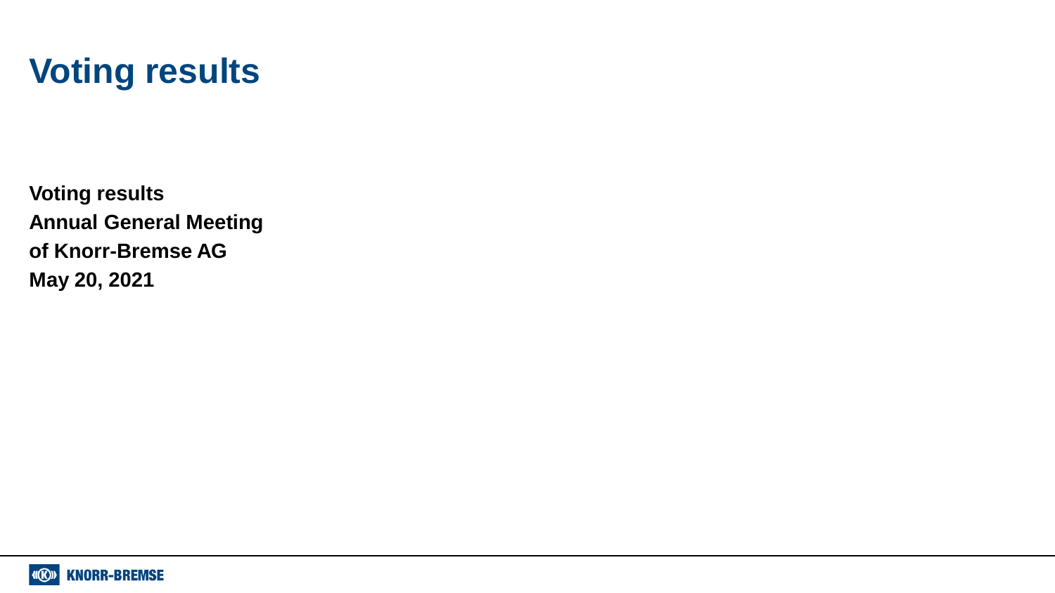# Voting results

**Voting results**
**Annual General Meeting**
**of Knorr-Bremse AG**
**May 20, 2021**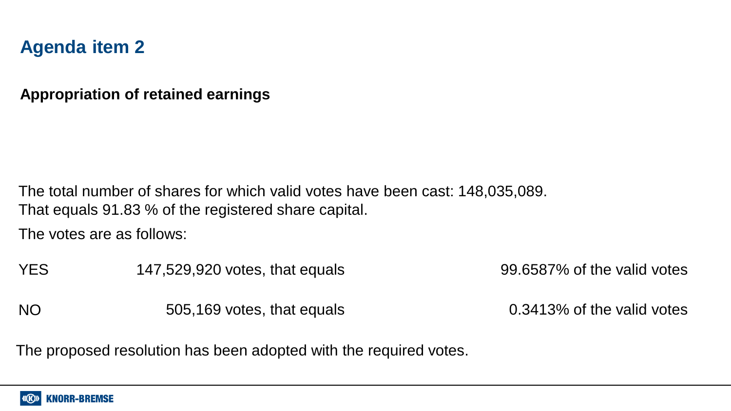## Agenda item 2

**Appropriation of retained earnings**

The total number of shares for which valid votes have been cast: 148,035,089.
That equals 91.83 % of the registered share capital.

The votes are as follows:

| | | |
|---|---|---|
| YES | 147,529,920 votes, that equals | 99.6587% of the valid votes |
| NO | 505,169 votes, that equals | 0.3413% of the valid votes |

The proposed resolution has been adopted with the required votes.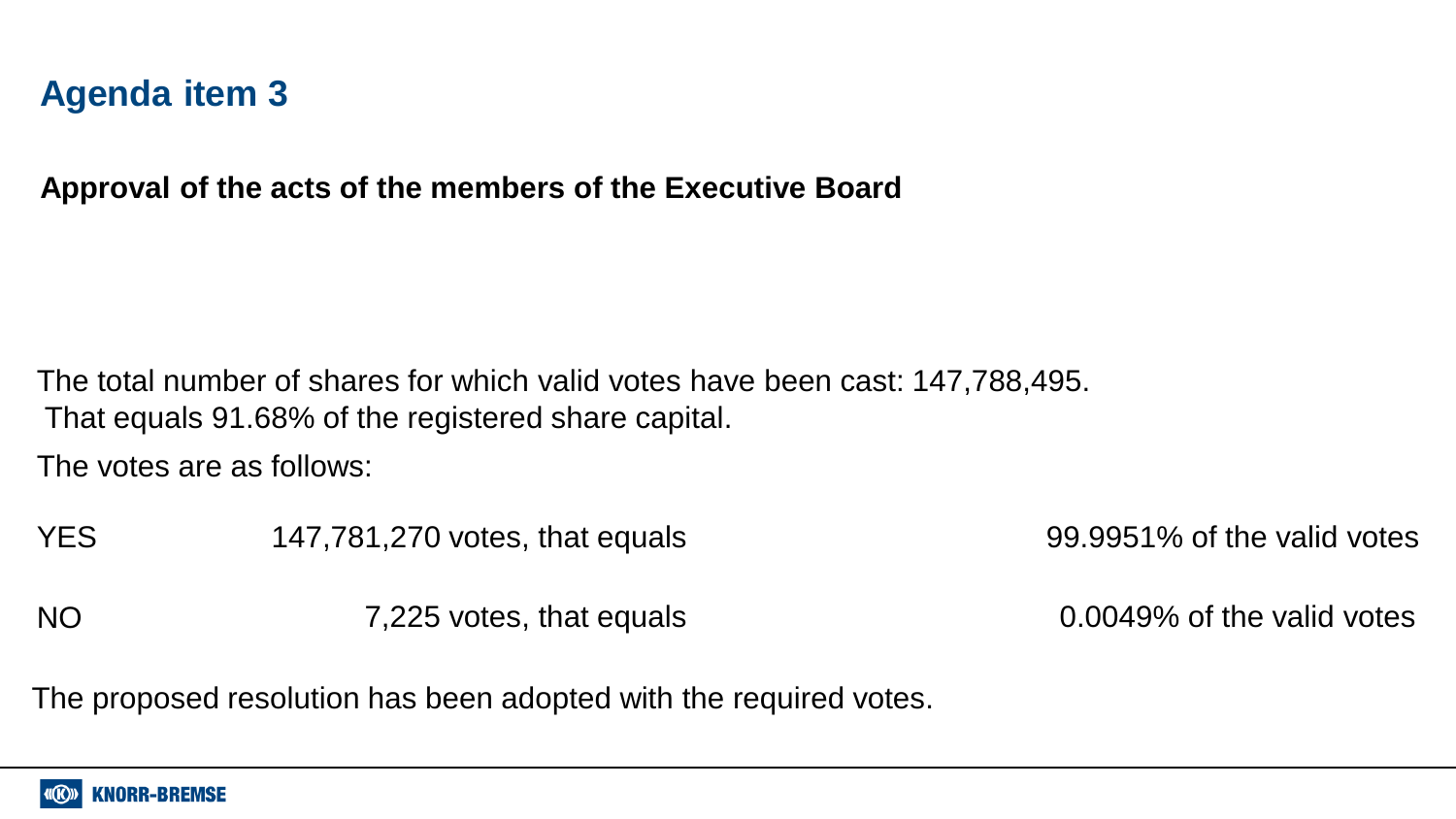# Agenda item 3

**Approval of the acts of the members of the Executive Board**

The total number of shares for which valid votes have been cast: 147,788,495.
That equals 91.68% of the registered share capital.

The votes are as follows:

| | | |
|---|---|---|
| YES | 147,781,270 votes, that equals | 99.9951% of the valid votes |
| NO | 7,225 votes, that equals | 0.0049% of the valid votes |

The proposed resolution has been adopted with the required votes.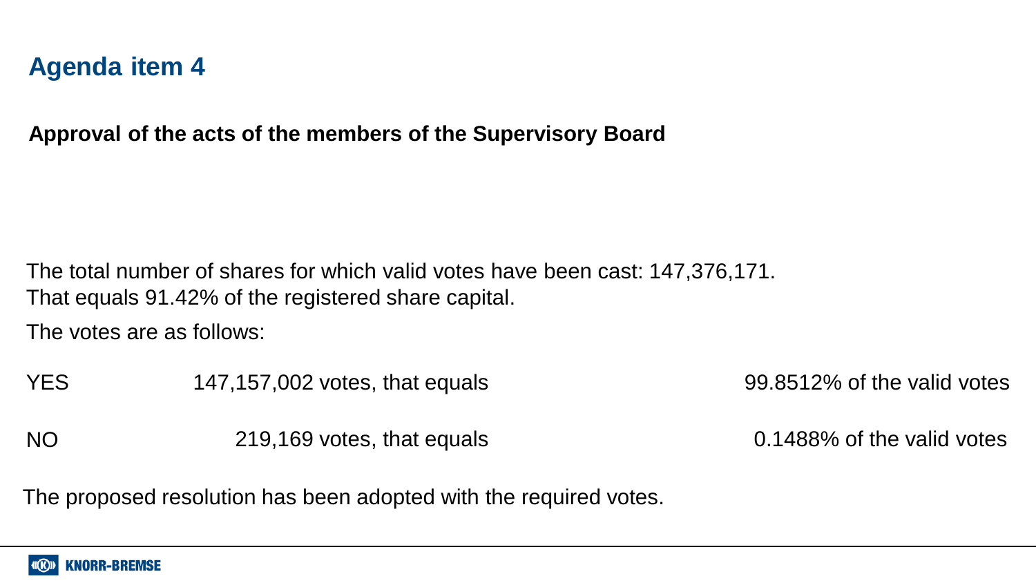## Agenda item 4

**Approval of the acts of the members of the Supervisory Board**

The total number of shares for which valid votes have been cast: 147,376,171.
That equals 91.42% of the registered share capital.

The votes are as follows:

| | | |
|---|---|---|
| YES | 147,157,002 votes, that equals | 99.8512% of the valid votes |
| NO | 219,169 votes, that equals | 0.1488% of the valid votes |

The proposed resolution has been adopted with the required votes.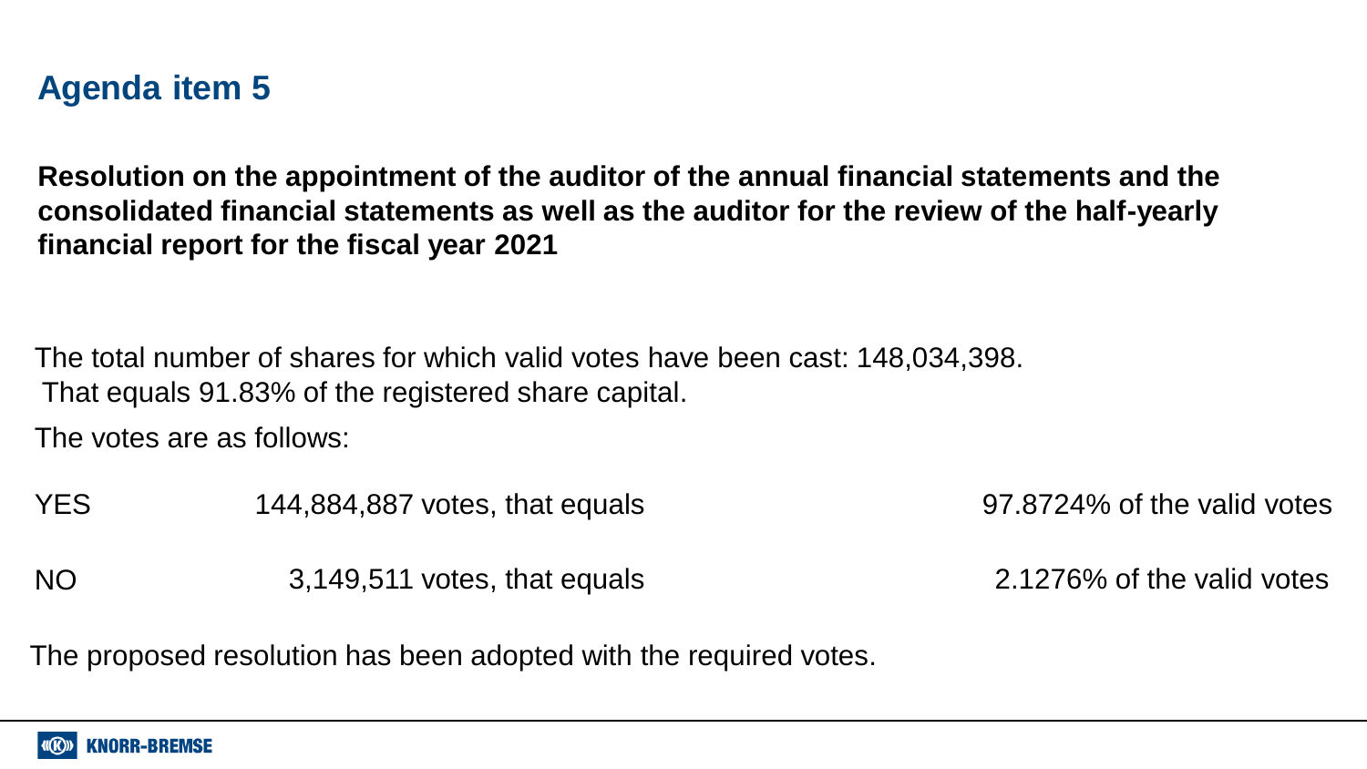## Agenda item 5

**Resolution on the appointment of the auditor of the annual financial statements and the consolidated financial statements as well as the auditor for the review of the half-yearly financial report for the fiscal year 2021**

The total number of shares for which valid votes have been cast: 148,034,398.
That equals 91.83% of the registered share capital.

The votes are as follows:

| | | |
|---|---|---|
| YES | 144,884,887 votes, that equals | 97.8724% of the valid votes |
| NO | 3,149,511 votes, that equals | 2.1276% of the valid votes |

The proposed resolution has been adopted with the required votes.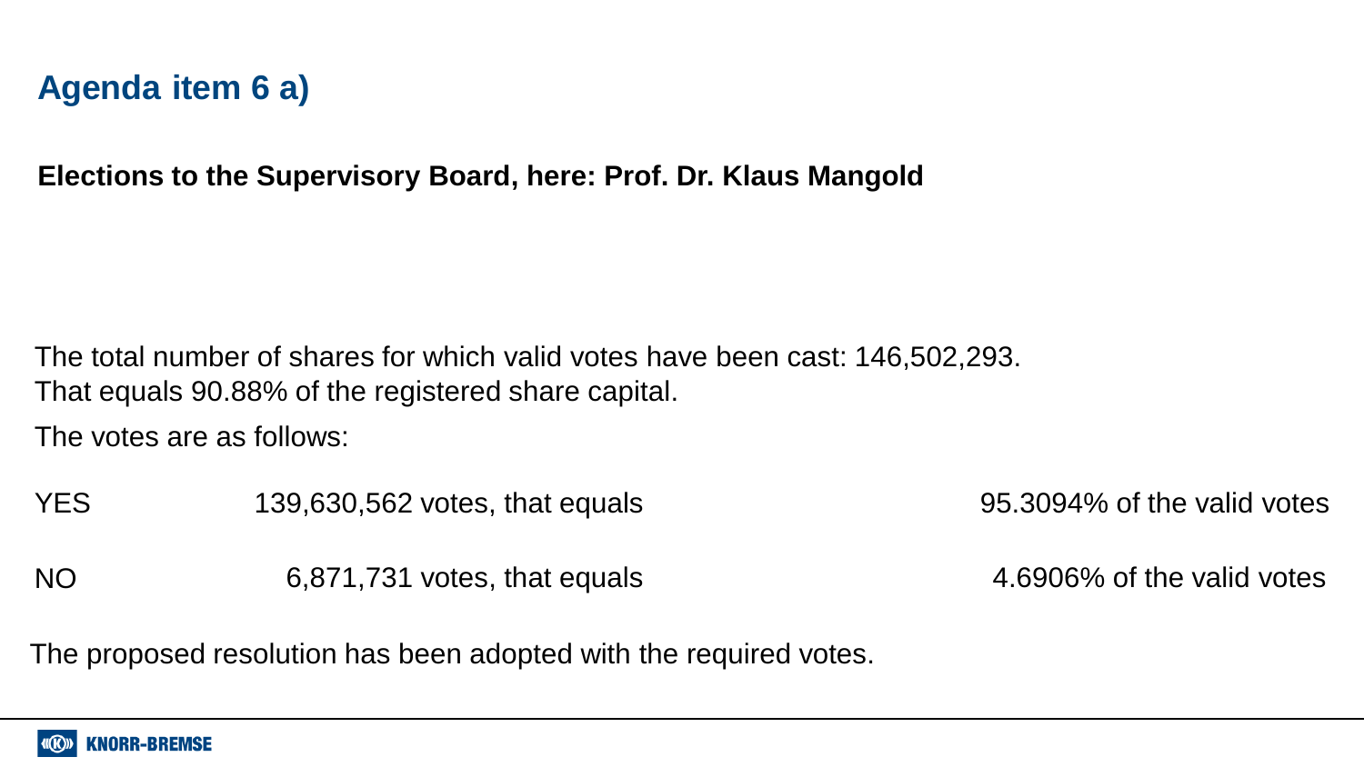## Agenda item 6 a)

**Elections to the Supervisory Board, here: Prof. Dr. Klaus Mangold**

The total number of shares for which valid votes have been cast: 146,502,293.
That equals 90.88% of the registered share capital.

The votes are as follows:

| | | |
|---|---|---|
| YES | 139,630,562 votes, that equals | 95.3094% of the valid votes |
| NO | 6,871,731 votes, that equals | 4.6906% of the valid votes |

The proposed resolution has been adopted with the required votes.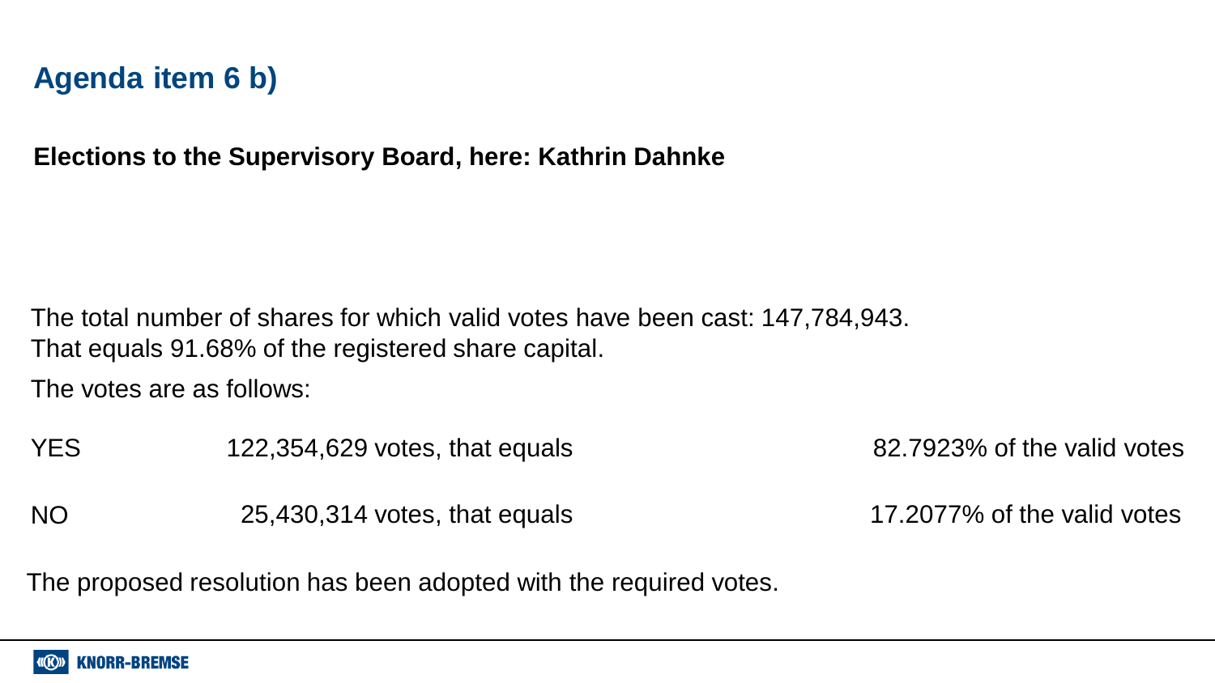# Agenda item 6 b)

**Elections to the Supervisory Board, here: Kathrin Dahnke**

The total number of shares for which valid votes have been cast: 147,784,943.
That equals 91.68% of the registered share capital.

The votes are as follows:

| | | |
|---|---|---|
| YES | 122,354,629 votes, that equals | 82.7923% of the valid votes |
| NO | 25,430,314 votes, that equals | 17.2077% of the valid votes |

The proposed resolution has been adopted with the required votes.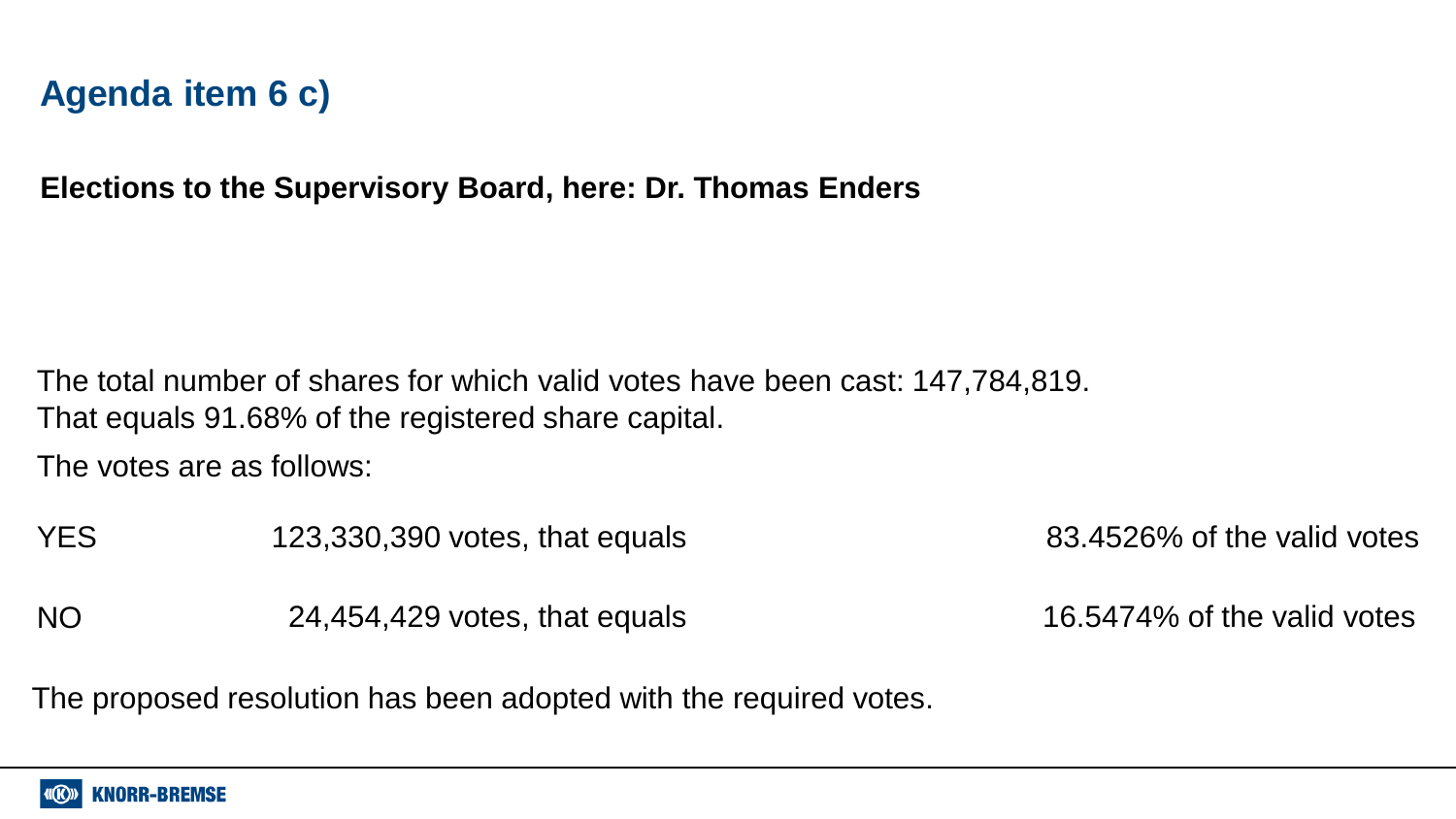## Agenda item 6 c)

**Elections to the Supervisory Board, here: Dr. Thomas Enders**

The total number of shares for which valid votes have been cast: 147,784,819.
That equals 91.68% of the registered share capital.

The votes are as follows:

| | | |
|---|---|---|
| YES | 123,330,390 votes, that equals | 83.4526% of the valid votes |
| NO | 24,454,429 votes, that equals | 16.5474% of the valid votes |

The proposed resolution has been adopted with the required votes.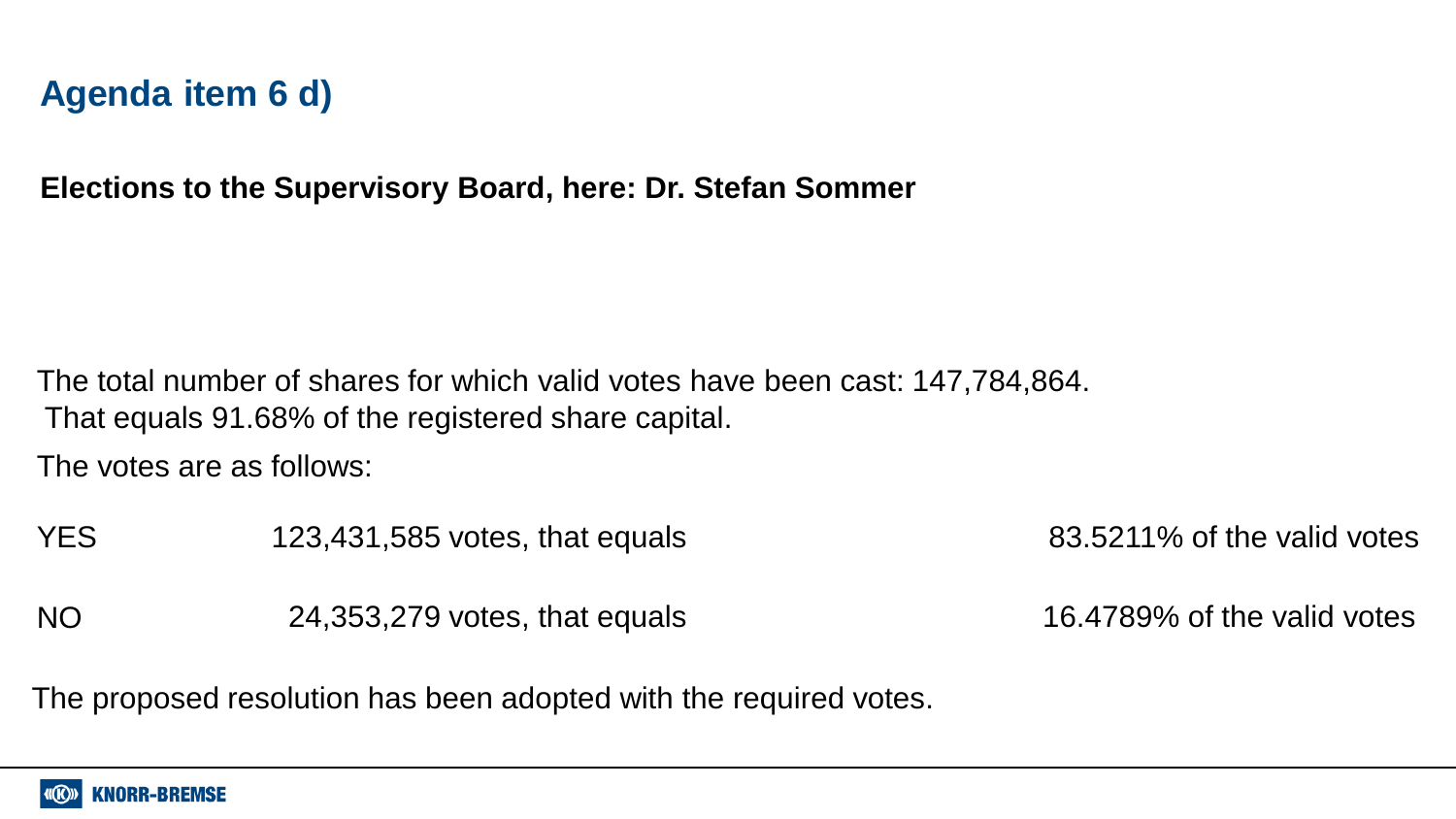## Agenda item 6 d)

**Elections to the Supervisory Board, here: Dr. Stefan Sommer**

The total number of shares for which valid votes have been cast: 147,784,864.
That equals 91.68% of the registered share capital.

The votes are as follows:

| | | |
|---|---|---|
| YES | 123,431,585 votes, that equals | 83.5211% of the valid votes |
| NO | 24,353,279 votes, that equals | 16.4789% of the valid votes |

The proposed resolution has been adopted with the required votes.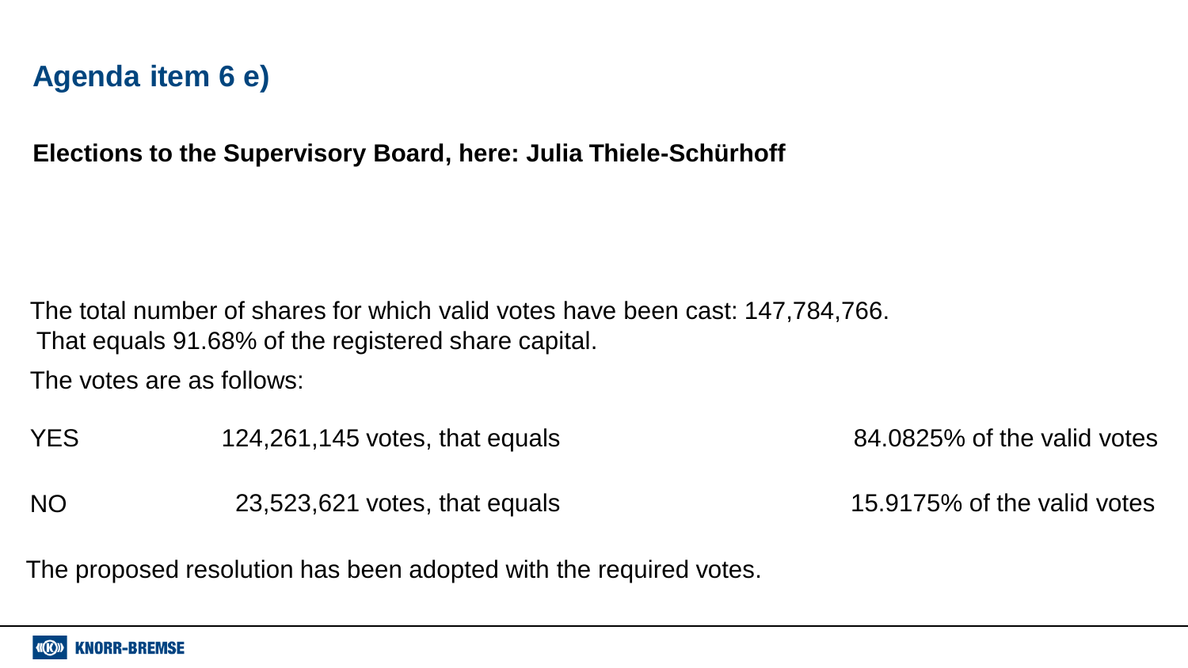## Agenda item 6 e)

**Elections to the Supervisory Board, here: Julia Thiele-Schürhoff**

The total number of shares for which valid votes have been cast: 147,784,766.
That equals 91.68% of the registered share capital.

The votes are as follows:

| | | |
|---|---|---|
| YES | 124,261,145 votes, that equals | 84.0825% of the valid votes |
| NO | 23,523,621 votes, that equals | 15.9175% of the valid votes |

The proposed resolution has been adopted with the required votes.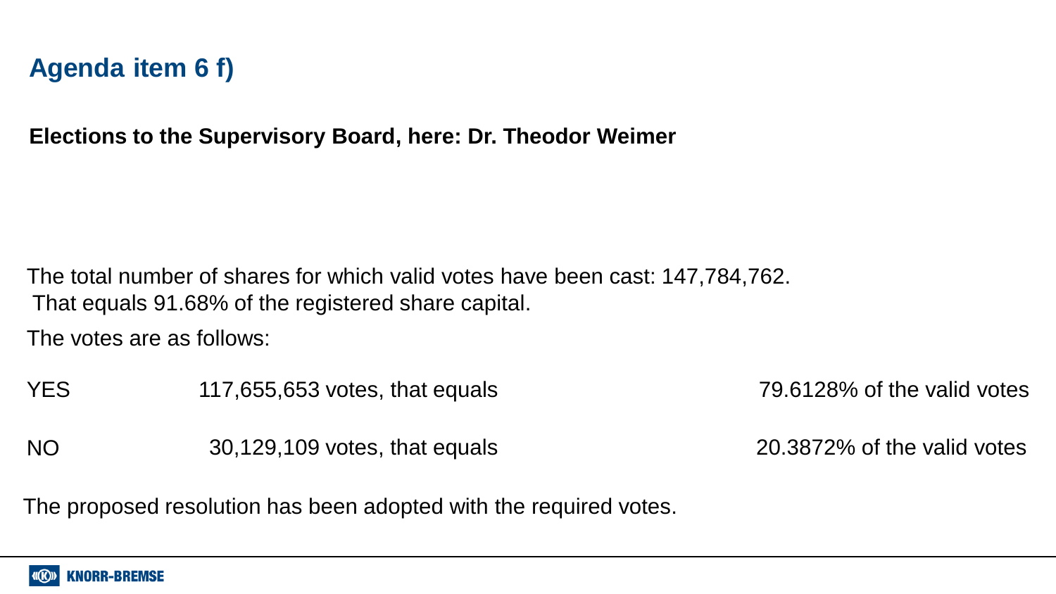## Agenda item 6 f)

**Elections to the Supervisory Board, here: Dr. Theodor Weimer**

The total number of shares for which valid votes have been cast: 147,784,762.
That equals 91.68% of the registered share capital.

The votes are as follows:

| | | |
|---|---|---|
| YES | 117,655,653 votes, that equals | 79.6128% of the valid votes |
| NO | 30,129,109 votes, that equals | 20.3872% of the valid votes |

The proposed resolution has been adopted with the required votes.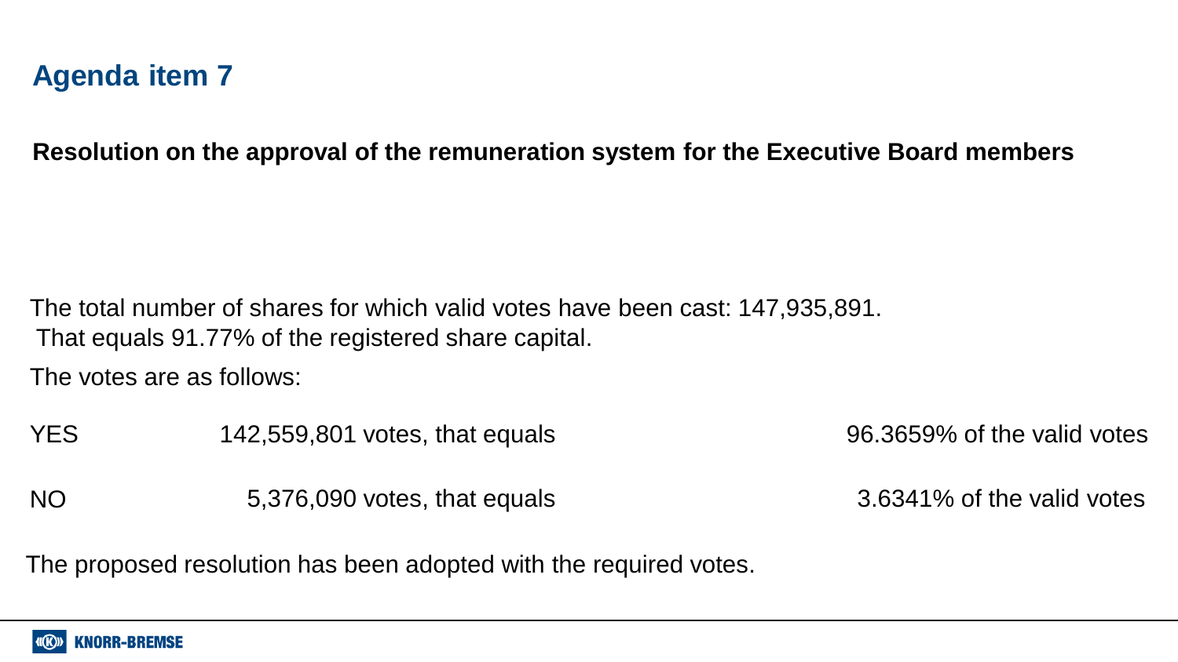## Agenda item 7

**Resolution on the approval of the remuneration system for the Executive Board members**

The total number of shares for which valid votes have been cast: 147,935,891.
That equals 91.77% of the registered share capital.

The votes are as follows:

| | | |
|---|---|---|
| YES | 142,559,801 votes, that equals | 96.3659% of the valid votes |
| NO | 5,376,090 votes, that equals | 3.6341% of the valid votes |

The proposed resolution has been adopted with the required votes.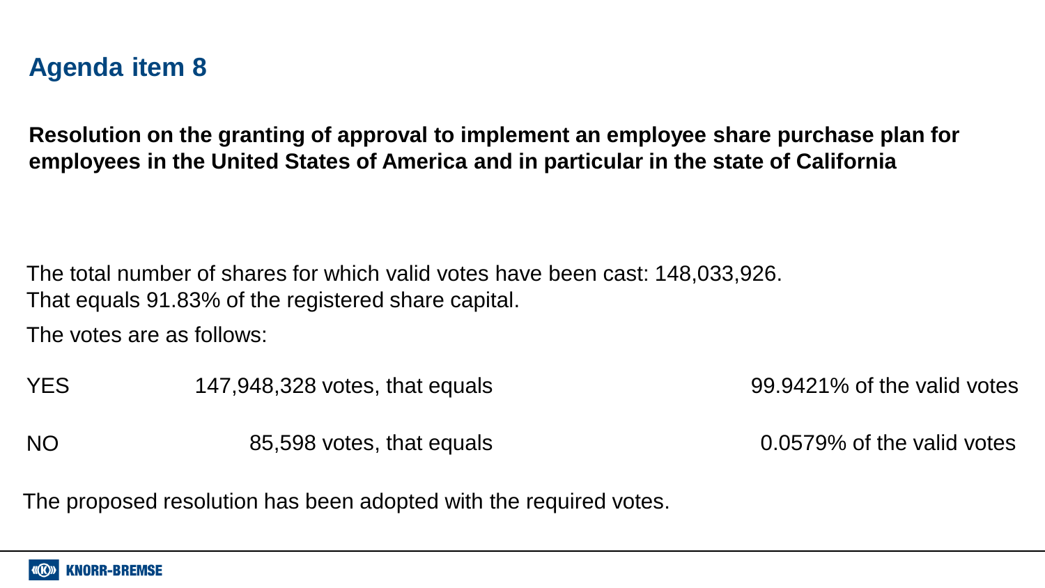## Agenda item 8

**Resolution on the granting of approval to implement an employee share purchase plan for employees in the United States of America and in particular in the state of California**

The total number of shares for which valid votes have been cast: 148,033,926.
That equals 91.83% of the registered share capital.

The votes are as follows:

| | | |
|---|---|---|
| YES | 147,948,328 votes, that equals | 99.9421% of the valid votes |
| NO | 85,598 votes, that equals | 0.0579% of the valid votes |

The proposed resolution has been adopted with the required votes.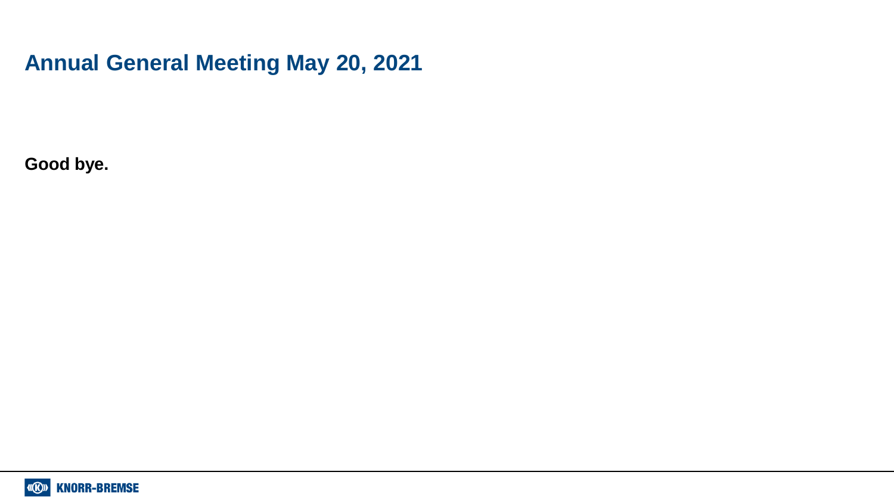# Annual General Meeting May 20, 2021

**Good bye.**